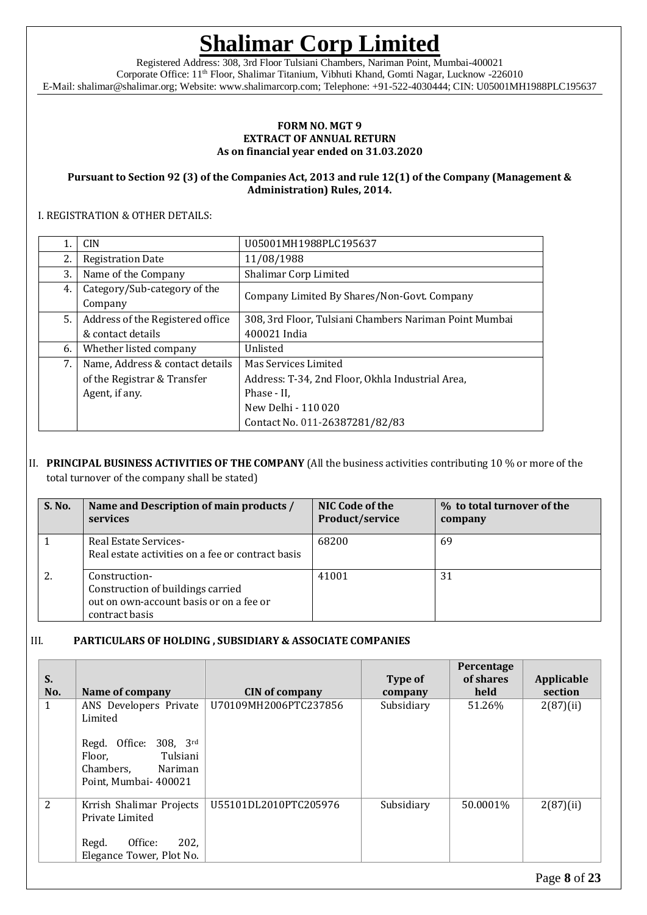# Shalimar Corp Limited

Registered Address: 308, 3rd Floor Tulsiani Chambers, Nariman Point, Mumbai-400021
Corporate Office: 11th Floor, Shalimar Titanium, Vibhuti Khand, Gomti Nagar, Lucknow -226010
E-Mail: shalimar@shalimar.org; Website: www.shalimarcorp.com; Telephone: +91-522-4030444; CIN: U05001MH1988PLC195637

**FORM NO. MGT 9**
**EXTRACT OF ANNUAL RETURN**
**As on financial year ended on 31.03.2020**

**Pursuant to Section 92 (3) of the Companies Act, 2013 and rule 12(1) of the Company (Management & Administration) Rules, 2014.**

I. REGISTRATION & OTHER DETAILS:

| | | |
|---|---|---|
| 1. | CIN | U05001MH1988PLC195637 |
| 2. | Registration Date | 11/08/1988 |
| 3. | Name of the Company | Shalimar Corp Limited |
| 4. | Category/Sub-category of the Company | Company Limited By Shares/Non-Govt. Company |
| 5. | Address of the Registered office & contact details | 308, 3rd Floor, Tulsiani Chambers Nariman Point Mumbai 400021 India |
| 6. | Whether listed company | Unlisted |
| 7. | Name, Address & contact details of the Registrar & Transfer Agent, if any. | Mas Services Limited<br>Address: T-34, 2nd Floor, Okhla Industrial Area, Phase - II,<br>New Delhi - 110 020<br>Contact No. 011-26387281/82/83 |

II. **PRINCIPAL BUSINESS ACTIVITIES OF THE COMPANY** (All the business activities contributing 10 % or more of the total turnover of the company shall be stated)

| S. No. | Name and Description of main products / services | NIC Code of the Product/service | % to total turnover of the company |
|---|---|---|---|
| 1 | Real Estate Services-<br>Real estate activities on a fee or contract basis | 68200 | 69 |
| 2. | Construction-<br>Construction of buildings carried out on own-account basis or on a fee or contract basis | 41001 | 31 |

III. **PARTICULARS OF HOLDING , SUBSIDIARY & ASSOCIATE COMPANIES**

| S. No. | Name of company | CIN of company | Type of company | Percentage of shares held | Applicable section |
|---|---|---|---|---|---|
| 1 | ANS Developers Private Limited<br><br>Regd. Office: 308, 3rd Floor, Tulsiani Chambers, Nariman Point, Mumbai- 400021 | U70109MH2006PTC237856 | Subsidiary | 51.26% | 2(87)(ii) |
| 2 | Krrish Shalimar Projects Private Limited<br><br>Regd. Office: 202, Elegance Tower, Plot No. | U55101DL2010PTC205976 | Subsidiary | 50.0001% | 2(87)(ii) |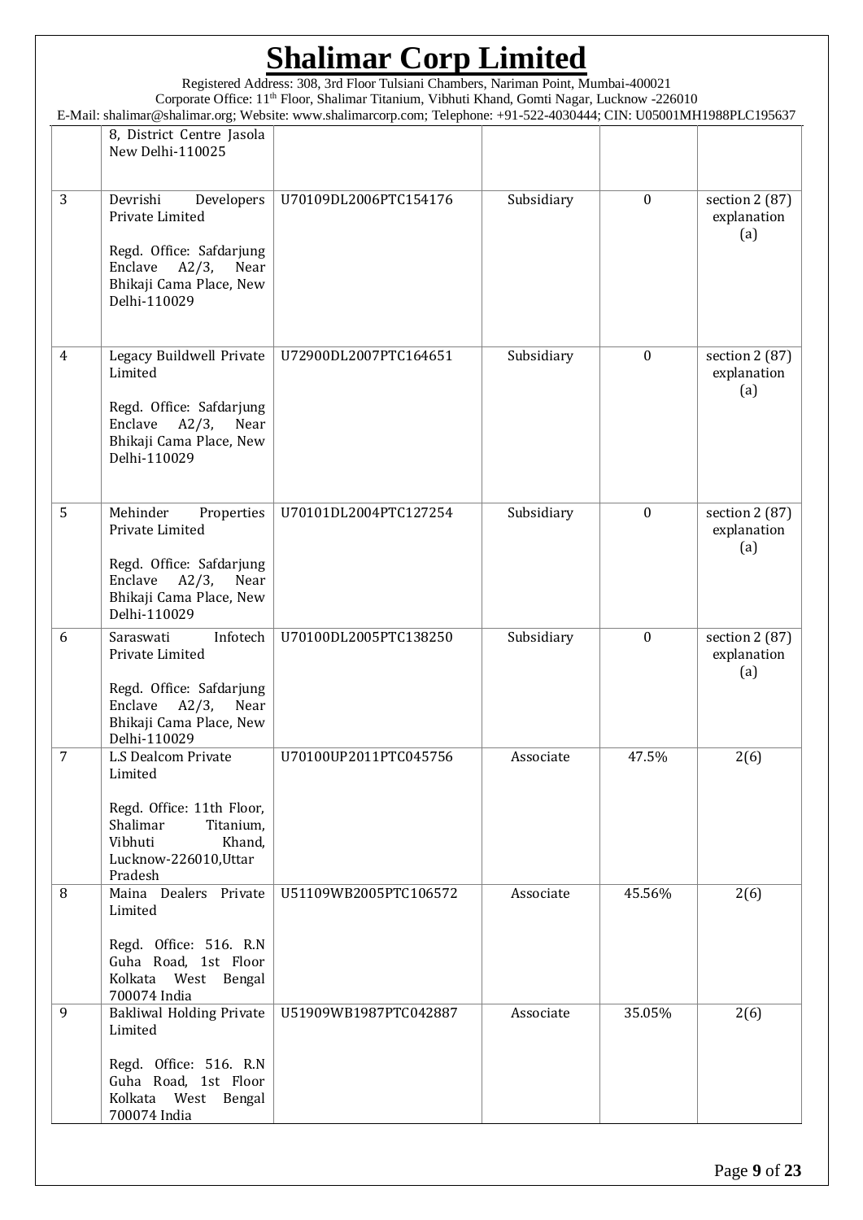| | 8, District Centre Jasola New Delhi-110025 | | | | |
|---|---|---|---|---|---|
| 3 | Devrishi Developers Private Limited<br><br>Regd. Office: Safdarjung Enclave A2/3, Near Bhikaji Cama Place, New Delhi-110029 | U70109DL2006PTC154176 | Subsidiary | 0 | section 2 (87) explanation (a) |
| 4 | Legacy Buildwell Private Limited<br><br>Regd. Office: Safdarjung Enclave A2/3, Near Bhikaji Cama Place, New Delhi-110029 | U72900DL2007PTC164651 | Subsidiary | 0 | section 2 (87) explanation (a) |
| 5 | Mehinder Properties Private Limited<br><br>Regd. Office: Safdarjung Enclave A2/3, Near Bhikaji Cama Place, New Delhi-110029 | U70101DL2004PTC127254 | Subsidiary | 0 | section 2 (87) explanation (a) |
| 6 | Saraswati Infotech Private Limited<br><br>Regd. Office: Safdarjung Enclave A2/3, Near Bhikaji Cama Place, New Delhi-110029 | U70100DL2005PTC138250 | Subsidiary | 0 | section 2 (87) explanation (a) |
| 7 | L.S Dealcom Private Limited<br><br>Regd. Office: 11th Floor, Shalimar Titanium, Vibhuti Khand, Lucknow-226010,Uttar Pradesh | U70100UP2011PTC045756 | Associate | 47.5% | 2(6) |
| 8 | Maina Dealers Private Limited<br><br>Regd. Office: 516. R.N Guha Road, 1st Floor Kolkata West Bengal 700074 India | U51109WB2005PTC106572 | Associate | 45.56% | 2(6) |
| 9 | Bakliwal Holding Private Limited<br><br>Regd. Office: 516. R.N Guha Road, 1st Floor Kolkata West Bengal 700074 India | U51909WB1987PTC042887 | Associate | 35.05% | 2(6) |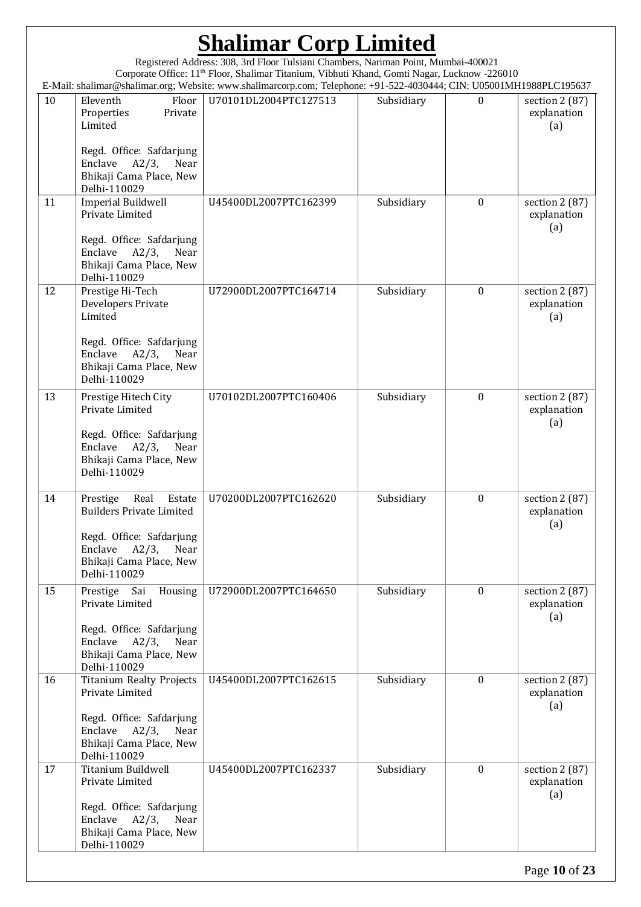| 10 | Eleventh Floor Properties Private Limited<br><br>Regd. Office: Safdarjung Enclave A2/3, Near Bhikaji Cama Place, New Delhi-110029 | U70101DL2004PTC127513 | Subsidiary | 0 | section 2 (87) explanation (a) |
|---|---|---|---|---|---|
| 11 | Imperial Buildwell Private Limited<br><br>Regd. Office: Safdarjung Enclave A2/3, Near Bhikaji Cama Place, New Delhi-110029 | U45400DL2007PTC162399 | Subsidiary | 0 | section 2 (87) explanation (a) |
| 12 | Prestige Hi-Tech Developers Private Limited<br><br>Regd. Office: Safdarjung Enclave A2/3, Near Bhikaji Cama Place, New Delhi-110029 | U72900DL2007PTC164714 | Subsidiary | 0 | section 2 (87) explanation (a) |
| 13 | Prestige Hitech City Private Limited<br><br>Regd. Office: Safdarjung Enclave A2/3, Near Bhikaji Cama Place, New Delhi-110029 | U70102DL2007PTC160406 | Subsidiary | 0 | section 2 (87) explanation (a) |
| 14 | Prestige Real Estate Builders Private Limited<br><br>Regd. Office: Safdarjung Enclave A2/3, Near Bhikaji Cama Place, New Delhi-110029 | U70200DL2007PTC162620 | Subsidiary | 0 | section 2 (87) explanation (a) |
| 15 | Prestige Sai Housing Private Limited<br><br>Regd. Office: Safdarjung Enclave A2/3, Near Bhikaji Cama Place, New Delhi-110029 | U72900DL2007PTC164650 | Subsidiary | 0 | section 2 (87) explanation (a) |
| 16 | Titanium Realty Projects Private Limited<br><br>Regd. Office: Safdarjung Enclave A2/3, Near Bhikaji Cama Place, New Delhi-110029 | U45400DL2007PTC162615 | Subsidiary | 0 | section 2 (87) explanation (a) |
| 17 | Titanium Buildwell Private Limited<br><br>Regd. Office: Safdarjung Enclave A2/3, Near Bhikaji Cama Place, New Delhi-110029 | U45400DL2007PTC162337 | Subsidiary | 0 | section 2 (87) explanation (a) |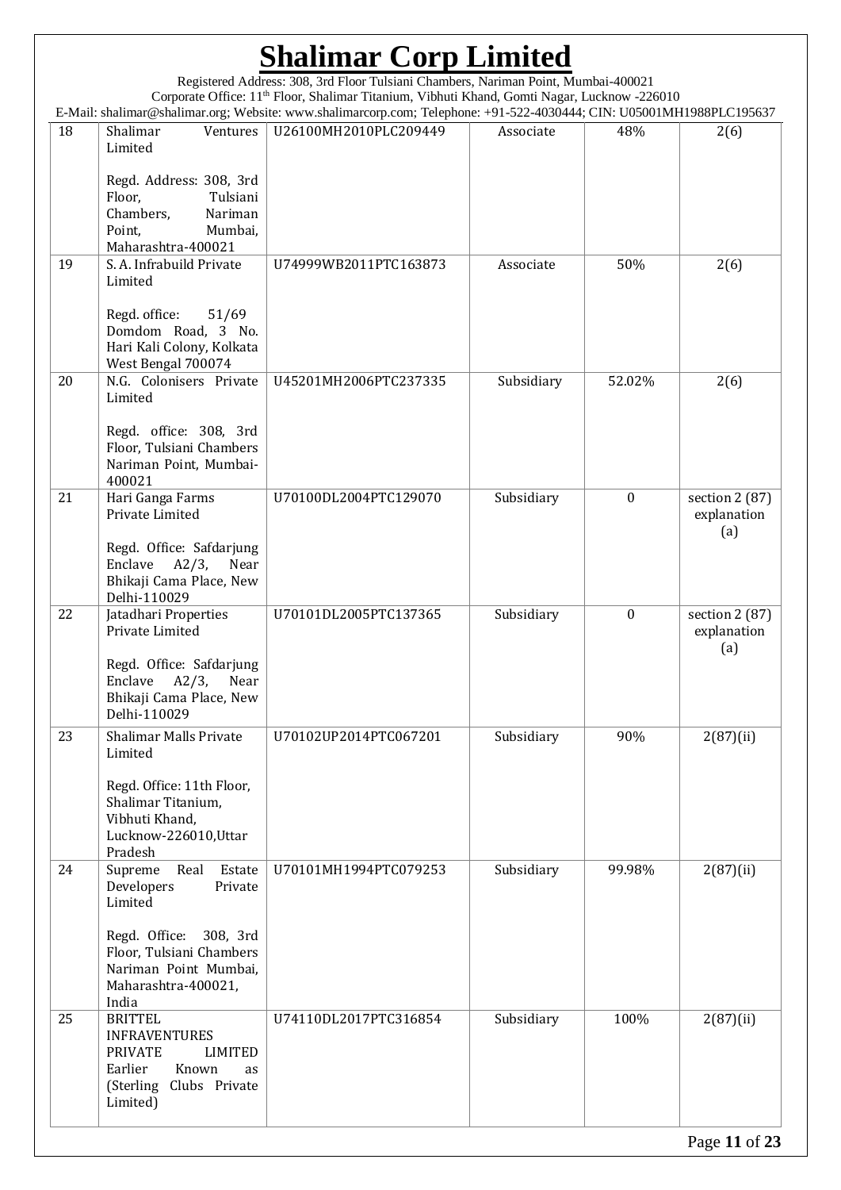| 18 | Shalimar Ventures Limited<br><br>Regd. Address: 308, 3rd Floor, Tulsiani Chambers, Nariman Point, Mumbai, Maharashtra-400021 | U26100MH2010PLC209449 | Associate | 48% | 2(6) |
|---|---|---|---|---|---|
| 19 | S. A. Infrabuild Private Limited<br><br>Regd. office: 51/69 Domdom Road, 3 No. Hari Kali Colony, Kolkata West Bengal 700074 | U74999WB2011PTC163873 | Associate | 50% | 2(6) |
| 20 | N.G. Colonisers Private Limited<br><br>Regd. office: 308, 3rd Floor, Tulsiani Chambers Nariman Point, Mumbai-400021 | U45201MH2006PTC237335 | Subsidiary | 52.02% | 2(6) |
| 21 | Hari Ganga Farms Private Limited<br><br>Regd. Office: Safdarjung Enclave A2/3, Near Bhikaji Cama Place, New Delhi-110029 | U70100DL2004PTC129070 | Subsidiary | 0 | section 2 (87) explanation (a) |
| 22 | Jatadhari Properties Private Limited<br><br>Regd. Office: Safdarjung Enclave A2/3, Near Bhikaji Cama Place, New Delhi-110029 | U70101DL2005PTC137365 | Subsidiary | 0 | section 2 (87) explanation (a) |
| 23 | Shalimar Malls Private Limited<br><br>Regd. Office: 11th Floor, Shalimar Titanium, Vibhuti Khand, Lucknow-226010,Uttar Pradesh | U70102UP2014PTC067201 | Subsidiary | 90% | 2(87)(ii) |
| 24 | Supreme Real Estate Developers Private Limited<br><br>Regd. Office: 308, 3rd Floor, Tulsiani Chambers Nariman Point Mumbai, Maharashtra-400021, India | U70101MH1994PTC079253 | Subsidiary | 99.98% | 2(87)(ii) |
| 25 | BRITTEL INFRAVENTURES PRIVATE LIMITED Earlier Known as (Sterling Clubs Private Limited) | U74110DL2017PTC316854 | Subsidiary | 100% | 2(87)(ii) |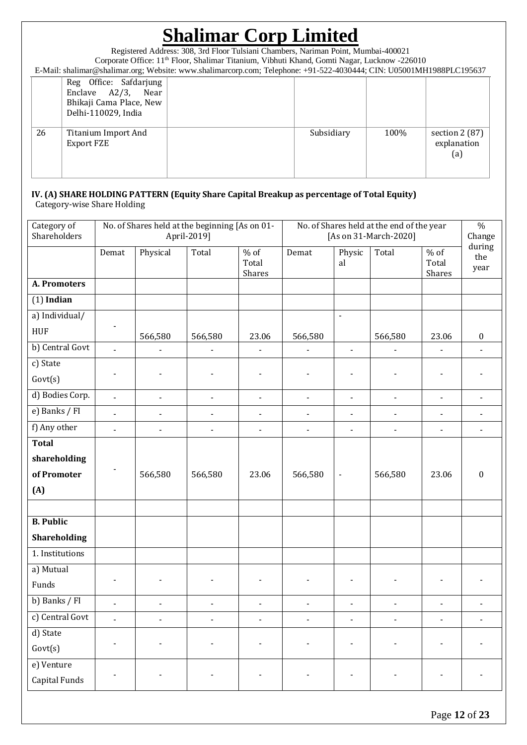# Shalimar Corp Limited

Registered Address: 308, 3rd Floor Tulsiani Chambers, Nariman Point, Mumbai-400021
Corporate Office: 11th Floor, Shalimar Titanium, Vibhuti Khand, Gomti Nagar, Lucknow -226010
E-Mail: shalimar@shalimar.org; Website: www.shalimarcorp.com; Telephone: +91-522-4030444; CIN: U05001MH1988PLC195637

| | | | | | |
|---|---|---|---|---|---|
| | Reg Office: Safdarjung Enclave A2/3, Near Bhikaji Cama Place, New Delhi-110029, India | | | | |
| 26 | Titanium Import And Export FZE | | Subsidiary | 100% | section 2 (87) explanation (a) |

**IV. (A) SHARE HOLDING PATTERN (Equity Share Capital Breakup as percentage of Total Equity)**
Category-wise Share Holding

| Category of Shareholders | No. of Shares held at the beginning [As on 01-April-2019] | | | | No. of Shares held at the end of the year [As on 31-March-2020] | | | | % Change during the year |
|---|---|---|---|---|---|---|---|---|---|
| | Demat | Physical | Total | % of Total Shares | Demat | Physical | Total | % of Total Shares | |
| **A. Promoters** | | | | | | | | | |
| (1) **Indian** | | | | | | | | | |
| a) Individual/ HUF | - | 566,580 | 566,580 | 23.06 | 566,580 | - | 566,580 | 23.06 | 0 |
| b) Central Govt | - | - | - | - | - | - | - | - | - |
| c) State Govt(s) | - | - | - | - | - | - | - | - | - |
| d) Bodies Corp. | - | - | - | - | - | - | - | - | - |
| e) Banks / FI | - | - | - | - | - | - | - | - | - |
| f) Any other | - | - | - | - | - | - | - | - | - |
| **Total shareholding of Promoter (A)** | - | 566,580 | 566,580 | 23.06 | 566,580 | - | 566,580 | 23.06 | 0 |
| | | | | | | | | | |
| **B. Public Shareholding** | | | | | | | | | |
| 1. Institutions | | | | | | | | | |
| a) Mutual Funds | - | - | - | - | - | - | - | - | - |
| b) Banks / FI | - | - | - | - | - | - | - | - | - |
| c) Central Govt | - | - | - | - | - | - | - | - | - |
| d) State Govt(s) | - | - | - | - | - | - | - | - | - |
| e) Venture Capital Funds | - | - | - | - | - | - | - | - | - |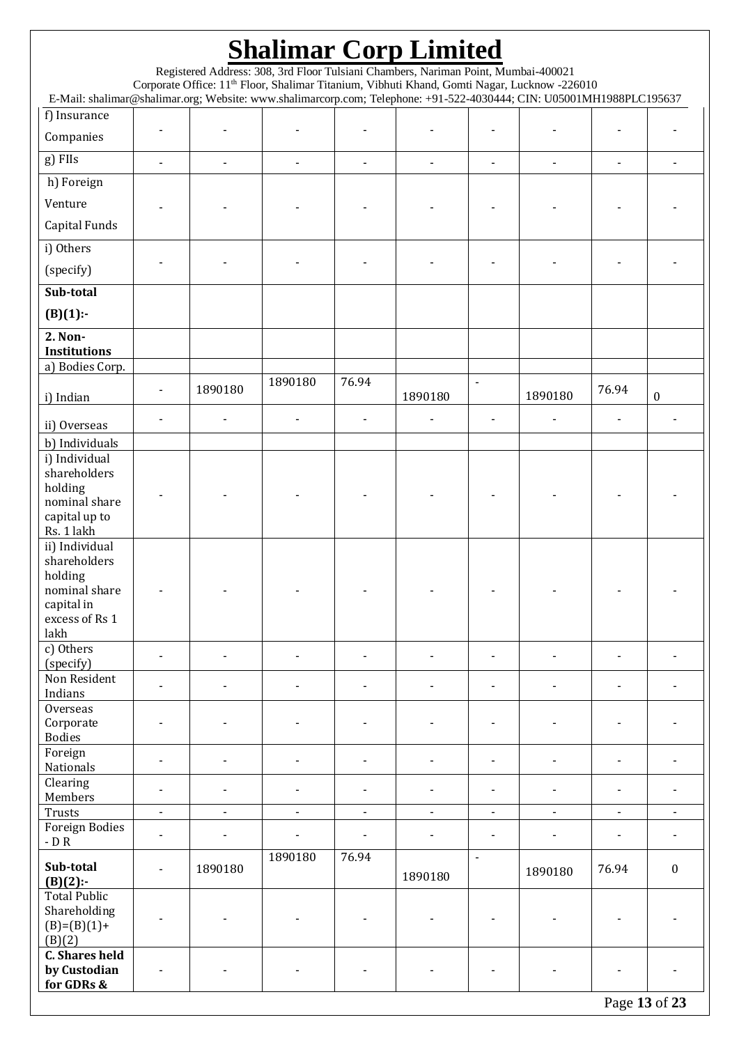| f) Insurance Companies | - | - | - | - | - | - | - | - | - |
|---|---|---|---|---|---|---|---|---|---|
| g) FIIs | - | - | - | - | - | - | - | - | - |
| h) Foreign Venture Capital Funds | - | - | - | - | - | - | - | - | - |
| i) Others (specify) | - | - | - | - | - | - | - | - | - |
| **Sub-total (B)(1):-** | | | | | | | | | |
| **2. Non-Institutions** | | | | | | | | | |
| a) Bodies Corp. | | | | | | | | | |
| i) Indian | - | 1890180 | 1890180 | 76.94 | 1890180 | - | 1890180 | 76.94 | 0 |
| ii) Overseas | - | - | - | - | - | - | - | - | - |
| b) Individuals | | | | | | | | | |
| i) Individual shareholders holding nominal share capital up to Rs. 1 lakh | - | - | - | - | - | - | - | - | - |
| ii) Individual shareholders holding nominal share capital in excess of Rs 1 lakh | - | - | - | - | - | - | - | - | - |
| c) Others (specify) | - | - | - | - | - | - | - | - | - |
| Non Resident Indians | - | - | - | - | - | - | - | - | - |
| Overseas Corporate Bodies | - | - | - | - | - | - | - | - | - |
| Foreign Nationals | - | - | - | - | - | - | - | - | - |
| Clearing Members | - | - | - | - | - | - | - | - | - |
| Trusts | - | - | - | - | - | - | - | - | - |
| Foreign Bodies - D R | - | - | - | - | - | - | - | - | - |
| **Sub-total (B)(2):-** | - | 1890180 | 1890180 | 76.94 | 1890180 | - | 1890180 | 76.94 | 0 |
| Total Public Shareholding (B)=(B)(1)+ (B)(2) | - | - | - | - | - | - | - | - | - |
| **C. Shares held by Custodian for GDRs &** | - | - | - | - | - | - | - | - | - |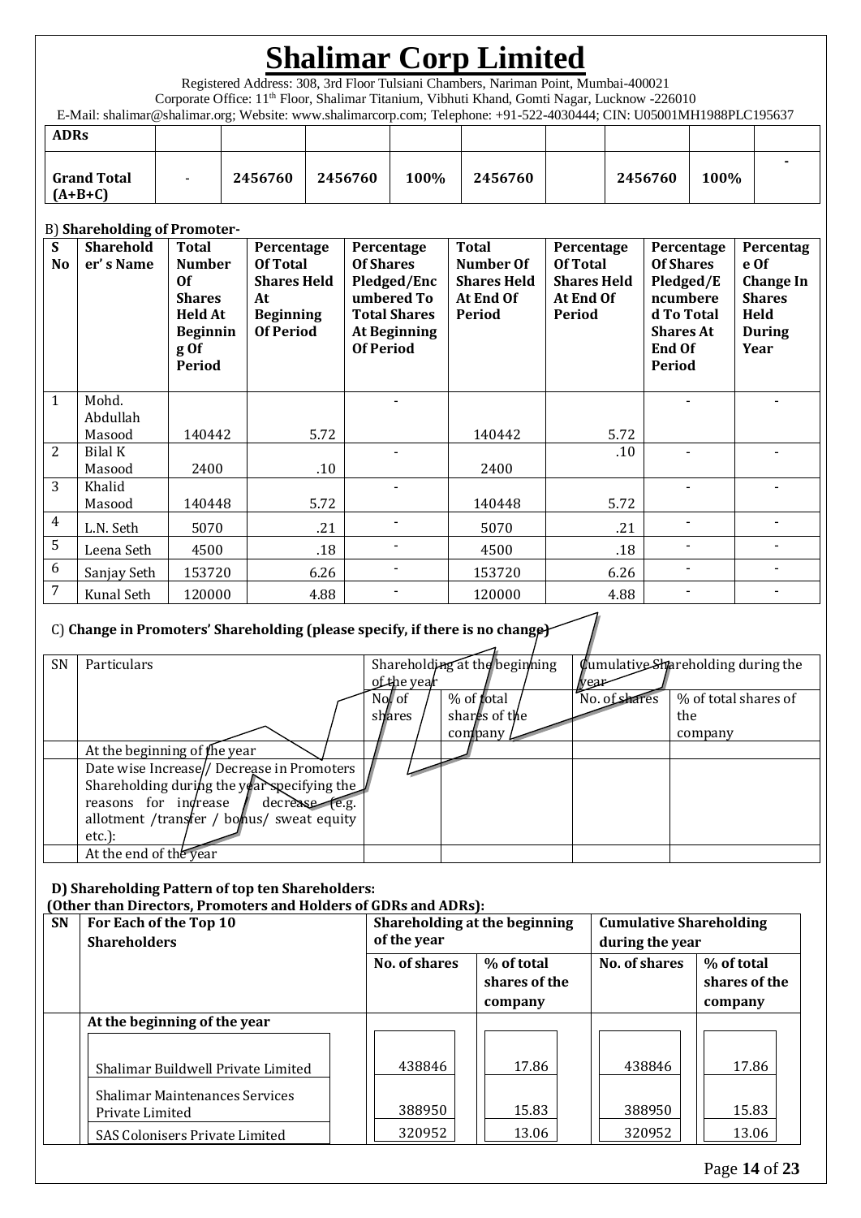# Shalimar Corp Limited

Registered Address: 308, 3rd Floor Tulsiani Chambers, Nariman Point, Mumbai-400021
Corporate Office: 11th Floor, Shalimar Titanium, Vibhuti Khand, Gomti Nagar, Lucknow -226010
E-Mail: shalimar@shalimar.org; Website: www.shalimarcorp.com; Telephone: +91-522-4030444; CIN: U05001MH1988PLC195637

| | | | | | | | | | |
|---|---|---|---|---|---|---|---|---|---|
| **ADRs** | | | | | | | | | |
| **Grand Total (A+B+C)** | - | **2456760** | **2456760** | **100%** | **2456760** | | **2456760** | **100%** | **-** |

B) **Shareholding of Promoter-**

| S No | Shareholder's Name | Total Number Of Shares Held At Beginning Of Period | Percentage Of Total Shares Held At Beginning Of Period | Percentage Of Shares Pledged/Encumbered To Total Shares At Beginning Of Period | Total Number Of Shares Held At End Of Period | Percentage Of Total Shares Held At End Of Period | Percentage Of Shares Pledged/Encumbered To Total Shares At End Of Period | Percentage Of Change In Shares Held During Year |
|---|---|---|---|---|---|---|---|---|
| 1 | Mohd. Abdullah Masood | 140442 | 5.72 | - | 140442 | 5.72 | - | - |
| 2 | Bilal K Masood | 2400 | .10 | - | 2400 | .10 | - | - |
| 3 | Khalid Masood | 140448 | 5.72 | - | 140448 | 5.72 | - | - |
| 4 | L.N. Seth | 5070 | .21 | - | 5070 | .21 | - | - |
| 5 | Leena Seth | 4500 | .18 | - | 4500 | .18 | - | - |
| 6 | Sanjay Seth | 153720 | 6.26 | - | 153720 | 6.26 | - | - |
| 7 | Kunal Seth | 120000 | 4.88 | - | 120000 | 4.88 | - | - |

C) **Change in Promoters' Shareholding (please specify, if there is no change)**

| SN | Particulars | Shareholding at the beginning of the year | | Cumulative Shareholding during the year | |
|---|---|---|---|---|---|
| | | No. of shares | % of total shares of the company | No. of shares | % of total shares of the company |
| | At the beginning of the year | | | | |
| | Date wise Increase / Decrease in Promoters Shareholding during the year specifying the reasons for increase / decrease (e.g. allotment /transfer / bonus/ sweat equity etc.): | | | | |
| | At the end of the year | | | | |

**D) Shareholding Pattern of top ten Shareholders:**
**(Other than Directors, Promoters and Holders of GDRs and ADRs):**

| SN | For Each of the Top 10 Shareholders | Shareholding at the beginning of the year | | Cumulative Shareholding during the year | |
|---|---|---|---|---|---|
| | | **No. of shares** | **% of total shares of the company** | **No. of shares** | **% of total shares of the company** |
| | **At the beginning of the year** | | | | |
| | Shalimar Buildwell Private Limited | 438846 | 17.86 | 438846 | 17.86 |
| | Shalimar Maintenances Services Private Limited | 388950 | 15.83 | 388950 | 15.83 |
| | SAS Colonisers Private Limited | 320952 | 13.06 | 320952 | 13.06 |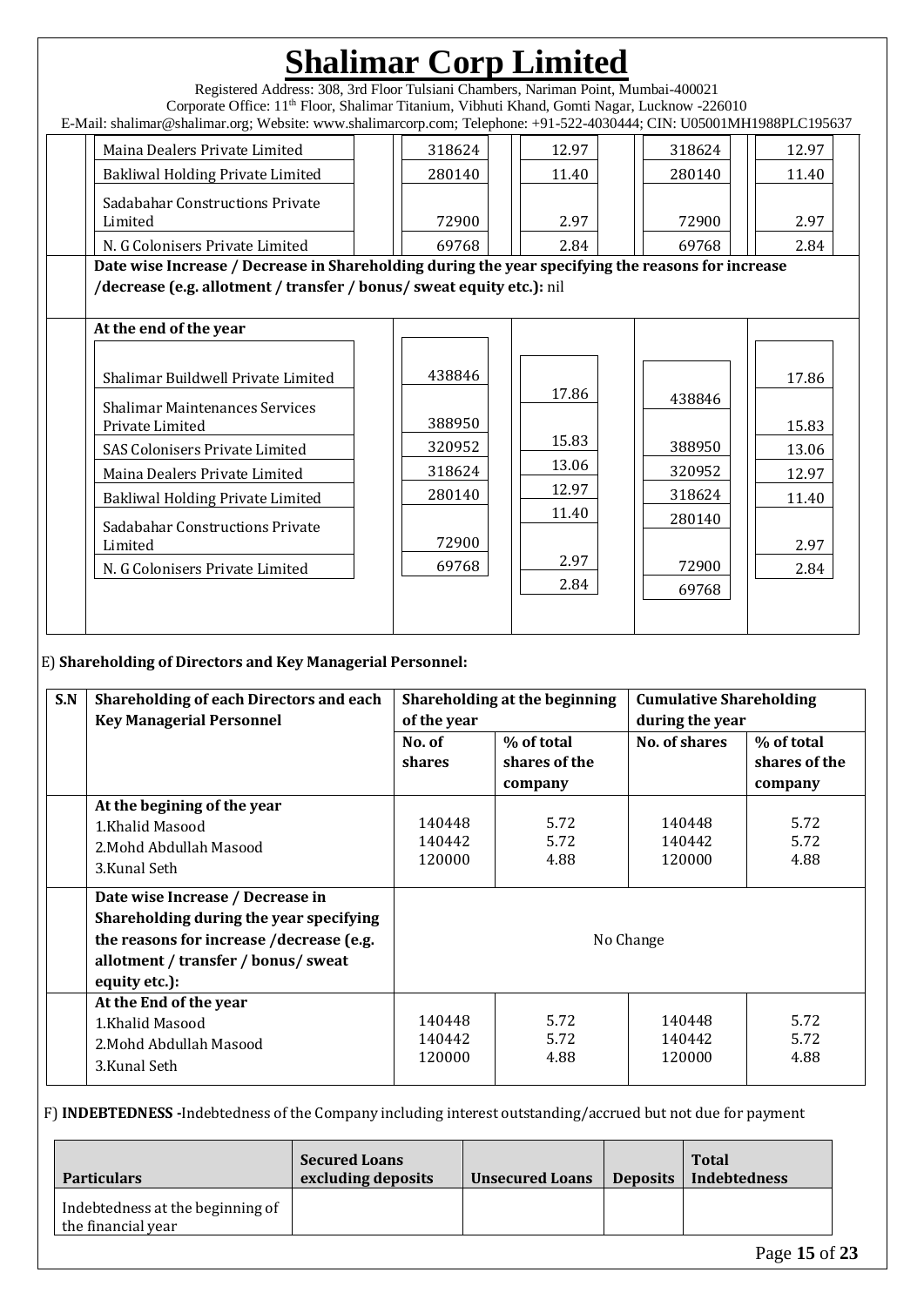# Shalimar Corp Limited

Registered Address: 308, 3rd Floor Tulsiani Chambers, Nariman Point, Mumbai-400021
Corporate Office: 11th Floor, Shalimar Titanium, Vibhuti Khand, Gomti Nagar, Lucknow -226010
E-Mail: shalimar@shalimar.org; Website: www.shalimarcorp.com; Telephone: +91-522-4030444; CIN: U05001MH1988PLC195637

| | | | | | |
|---|---|---|---|---|---|
| | Maina Dealers Private Limited | 318624 | 12.97 | 318624 | 12.97 |
| | Bakliwal Holding Private Limited | 280140 | 11.40 | 280140 | 11.40 |
| | Sadabahar Constructions Private Limited | 72900 | 2.97 | 72900 | 2.97 |
| | N. G Colonisers Private Limited | 69768 | 2.84 | 69768 | 2.84 |
| | **Date wise Increase / Decrease in Shareholding during the year specifying the reasons for increase /decrease (e.g. allotment / transfer / bonus/ sweat equity etc.):** nil | | | | |
| | **At the end of the year** | | | | |
| | Shalimar Buildwell Private Limited | 438846 | 17.86 | 438846 | 17.86 |
| | Shalimar Maintenances Services Private Limited | 388950 | 15.83 | 388950 | 15.83 |
| | SAS Colonisers Private Limited | 320952 | 13.06 | 320952 | 13.06 |
| | Maina Dealers Private Limited | 318624 | 12.97 | 318624 | 12.97 |
| | Bakliwal Holding Private Limited | 280140 | 11.40 | 280140 | 11.40 |
| | Sadabahar Constructions Private Limited | 72900 | 2.97 | 72900 | 2.97 |
| | N. G Colonisers Private Limited | 69768 | 2.84 | 69768 | 2.84 |

E) **Shareholding of Directors and Key Managerial Personnel:**

| S.N | Shareholding of each Directors and each Key Managerial Personnel | Shareholding at the beginning of the year | | Cumulative Shareholding during the year | |
|---|---|---|---|---|---|
| | | No. of shares | % of total shares of the company | No. of shares | % of total shares of the company |
| | **At the begining of the year**<br>1.Khalid Masood<br>2.Mohd Abdullah Masood<br>3.Kunal Seth | 140448<br>140442<br>120000 | 5.72<br>5.72<br>4.88 | 140448<br>140442<br>120000 | 5.72<br>5.72<br>4.88 |
| | **Date wise Increase / Decrease in Shareholding during the year specifying the reasons for increase /decrease (e.g. allotment / transfer / bonus/ sweat equity etc.):** | No Change | | | |
| | **At the End of the year**<br>1.Khalid Masood<br>2.Mohd Abdullah Masood<br>3.Kunal Seth | 140448<br>140442<br>120000 | 5.72<br>5.72<br>4.88 | 140448<br>140442<br>120000 | 5.72<br>5.72<br>4.88 |

F) **INDEBTEDNESS -**Indebtedness of the Company including interest outstanding/accrued but not due for payment

| Particulars | Secured Loans excluding deposits | Unsecured Loans | Deposits | Total Indebtedness |
|---|---|---|---|---|
| Indebtedness at the beginning of the financial year | | | | |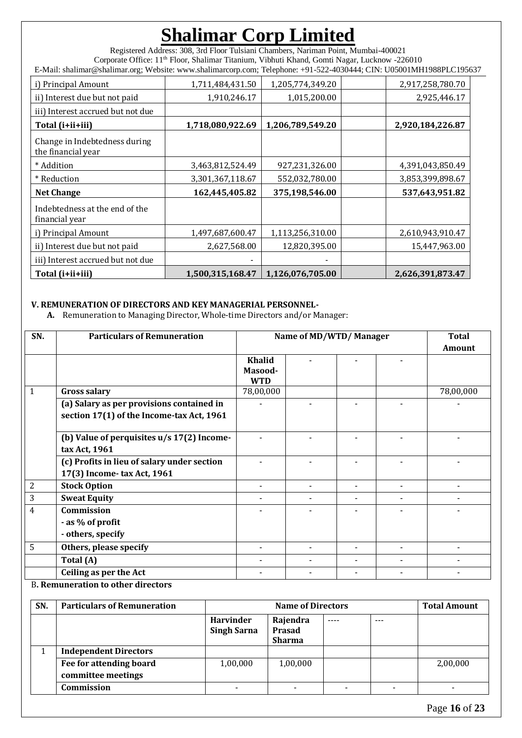| | | | | |
|---|---|---|---|---|
| i) Principal Amount | 1,711,484,431.50 | 1,205,774,349.20 | | 2,917,258,780.70 |
| ii) Interest due but not paid | 1,910,246.17 | 1,015,200.00 | | 2,925,446.17 |
| iii) Interest accrued but not due | | | | |
| **Total (i+ii+iii)** | **1,718,080,922.69** | **1,206,789,549.20** | | **2,920,184,226.87** |
| Change in Indebtedness during the financial year | | | | |
| * Addition | 3,463,812,524.49 | 927,231,326.00 | | 4,391,043,850.49 |
| * Reduction | 3,301,367,118.67 | 552,032,780.00 | | 3,853,399,898.67 |
| **Net Change** | **162,445,405.82** | **375,198,546.00** | | **537,643,951.82** |
| Indebtedness at the end of the financial year | | | | |
| i) Principal Amount | 1,497,687,600.47 | 1,113,256,310.00 | | 2,610,943,910.47 |
| ii) Interest due but not paid | 2,627,568.00 | 12,820,395.00 | | 15,447,963.00 |
| iii) Interest accrued but not due | - | - | | |
| **Total (i+ii+iii)** | **1,500,315,168.47** | **1,126,076,705.00** | | **2,626,391,873.47** |

**V. REMUNERATION OF DIRECTORS AND KEY MANAGERIAL PERSONNEL-**

**A.** Remuneration to Managing Director, Whole-time Directors and/or Manager:

| SN. | Particulars of Remuneration | Name of MD/WTD/ Manager | | | | Total Amount |
|---|---|---|---|---|---|---|
| | | **Khalid Masood-WTD** | - | - | - | |
| 1 | **Gross salary** | 78,00,000 | | | | 78,00,000 |
| | **(a) Salary as per provisions contained in section 17(1) of the Income-tax Act, 1961** | - | - | - | - | - |
| | **(b) Value of perquisites u/s 17(2) Income-tax Act, 1961** | - | - | - | - | - |
| | **(c) Profits in lieu of salary under section 17(3) Income- tax Act, 1961** | - | - | - | - | - |
| 2 | **Stock Option** | - | - | - | - | - |
| 3 | **Sweat Equity** | - | - | - | - | - |
| 4 | **Commission**<br>**- as % of profit**<br>**- others, specify** | - | - | - | - | - |
| 5 | **Others, please specify** | - | - | - | - | - |
| | **Total (A)** | - | - | - | - | - |
| | **Ceiling as per the Act** | - | - | - | - | - |

B**. Remuneration to other directors**

| SN. | Particulars of Remuneration | Name of Directors | | | | Total Amount |
|---|---|---|---|---|---|---|
| | | **Harvinder Singh Sarna** | **Rajendra Prasad Sharma** | ---- | --- | |
| 1 | **Independent Directors** | | | | | |
| | **Fee for attending board committee meetings** | 1,00,000 | 1,00,000 | | | 2,00,000 |
| | **Commission** | - | - | - | - | - |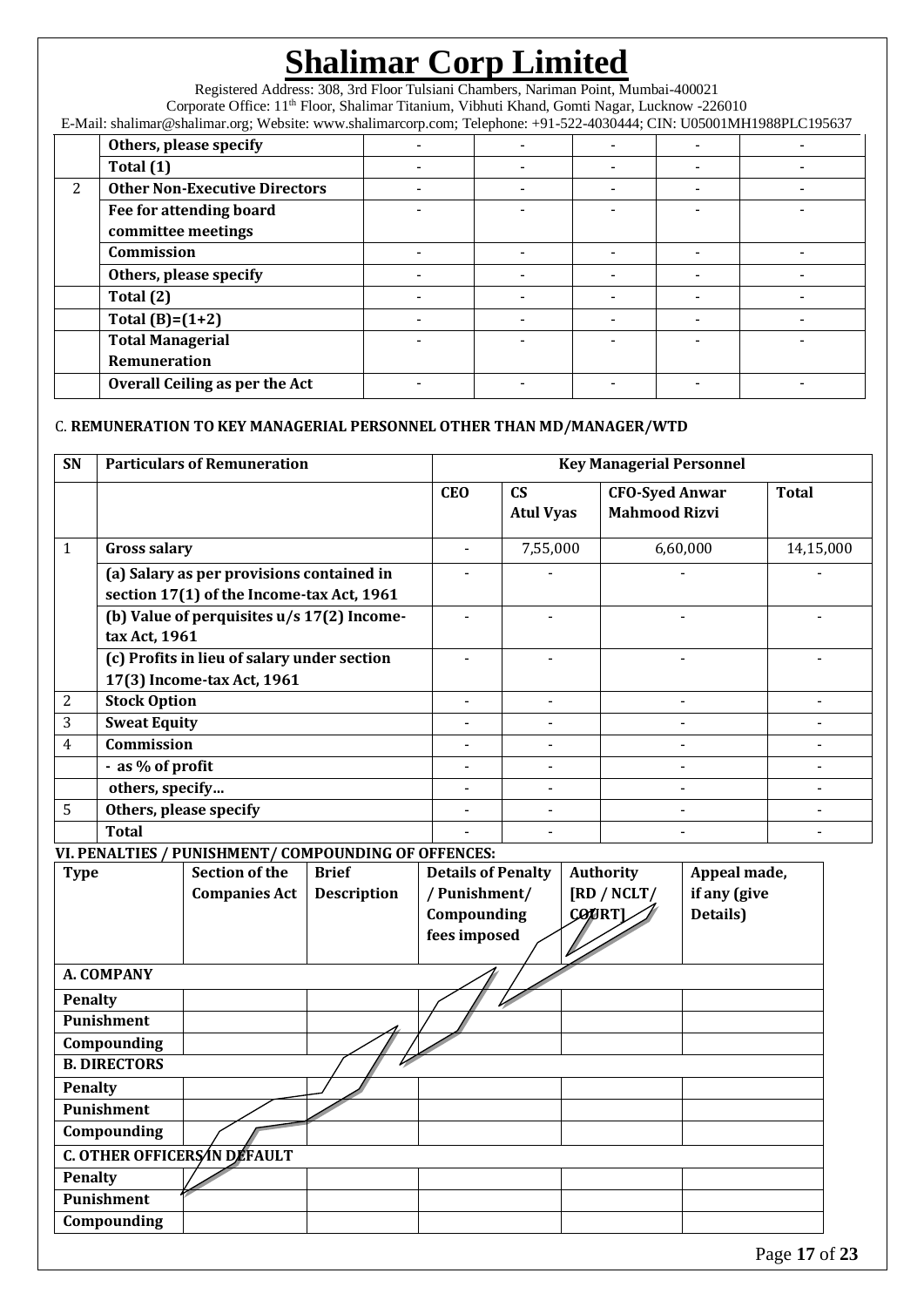| | | | | | | |
|---|---|---|---|---|---|---|
| | Others, please specify | - | - | - | - | - |
| | Total (1) | - | - | - | - | - |
| 2 | Other Non-Executive Directors | - | - | - | - | - |
| | Fee for attending board committee meetings | - | - | - | - | - |
| | Commission | - | - | - | - | - |
| | Others, please specify | - | - | - | - | - |
| | Total (2) | - | - | - | - | - |
| | Total (B)=(1+2) | - | - | - | - | - |
| | Total Managerial Remuneration | - | - | - | - | - |
| | Overall Ceiling as per the Act | - | - | - | - | - |

C. **REMUNERATION TO KEY MANAGERIAL PERSONNEL OTHER THAN MD/MANAGER/WTD**

| SN | Particulars of Remuneration | Key Managerial Personnel | | | |
|---|---|---|---|---|---|
| | | CEO | CS Atul Vyas | CFO-Syed Anwar Mahmood Rizvi | Total |
| 1 | Gross salary | - | 7,55,000 | 6,60,000 | 14,15,000 |
| | (a) Salary as per provisions contained in section 17(1) of the Income-tax Act, 1961 | - | - | - | - |
| | (b) Value of perquisites u/s 17(2) Income-tax Act, 1961 | - | - | - | - |
| | (c) Profits in lieu of salary under section 17(3) Income-tax Act, 1961 | - | - | - | - |
| 2 | Stock Option | - | - | - | - |
| 3 | Sweat Equity | - | - | - | - |
| 4 | Commission | - | - | - | - |
| | - as % of profit | - | - | - | - |
| | others, specify… | - | - | - | - |
| 5 | Others, please specify | - | - | - | - |
| | Total | - | - | - | - |

**VI. PENALTIES / PUNISHMENT/ COMPOUNDING OF OFFENCES:**

| Type | Section of the Companies Act | Brief Description | Details of Penalty / Punishment/ Compounding fees imposed | Authority [RD / NCLT/ COURT] | Appeal made, if any (give Details) |
|---|---|---|---|---|---|
| **A. COMPANY** | | | | | |
| Penalty | | | | | |
| Punishment | | | | | |
| Compounding | | | | | |
| **B. DIRECTORS** | | | | | |
| Penalty | | | | | |
| Punishment | | | | | |
| Compounding | | | | | |
| **C. OTHER OFFICERS IN DEFAULT** | | | | | |
| Penalty | | | | | |
| Punishment | | | | | |
| Compounding | | | | | |